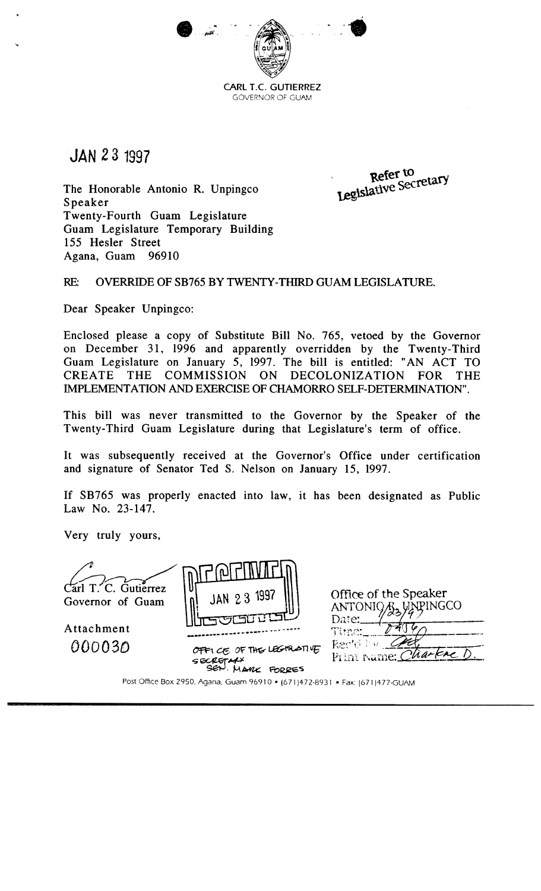CARL T.C. GUTIERREZ
GOVERNOR OF GUAM

JAN 23 1997

Refer to Legislative Secretary

The Honorable Antonio R. Unpingco
Speaker
Twenty-Fourth Guam Legislature
Guam Legislature Temporary Building
155 Hesler Street
Agana, Guam 96910

RE: OVERRIDE OF SB765 BY TWENTY-THIRD GUAM LEGISLATURE.

Dear Speaker Unpingco:

Enclosed please a copy of Substitute Bill No. 765, vetoed by the Governor on December 31, 1996 and apparently overridden by the Twenty-Third Guam Legislature on January 5, 1997. The bill is entitled: "AN ACT TO CREATE THE COMMISSION ON DECOLONIZATION FOR THE IMPLEMENTATION AND EXERCISE OF CHAMORRO SELF-DETERMINATION".

This bill was never transmitted to the Governor by the Speaker of the Twenty-Third Guam Legislature during that Legislature's term of office.

It was subsequently received at the Governor's Office under certification and signature of Senator Ted S. Nelson on January 15, 1997.

If SB765 was properly enacted into law, it has been designated as Public Law No. 23-147.

Very truly yours,

Carl T. C. Gutierrez
Governor of Guam

Attachment

000030

RECEIVED
JAN 23 1997
OFFICE OF THE LEGISLATIVE SECRETARY
SEN. MARK FORBES

Office of the Speaker
ANTONIO R. UNPINGCO
Date: 1/23/97
Time: 2:40
Rec'd By:
Print Name: Charlene D.

Post Office Box 2950, Agana, Guam 96910 • (671)472-8931 • Fax: (671)477-GUAM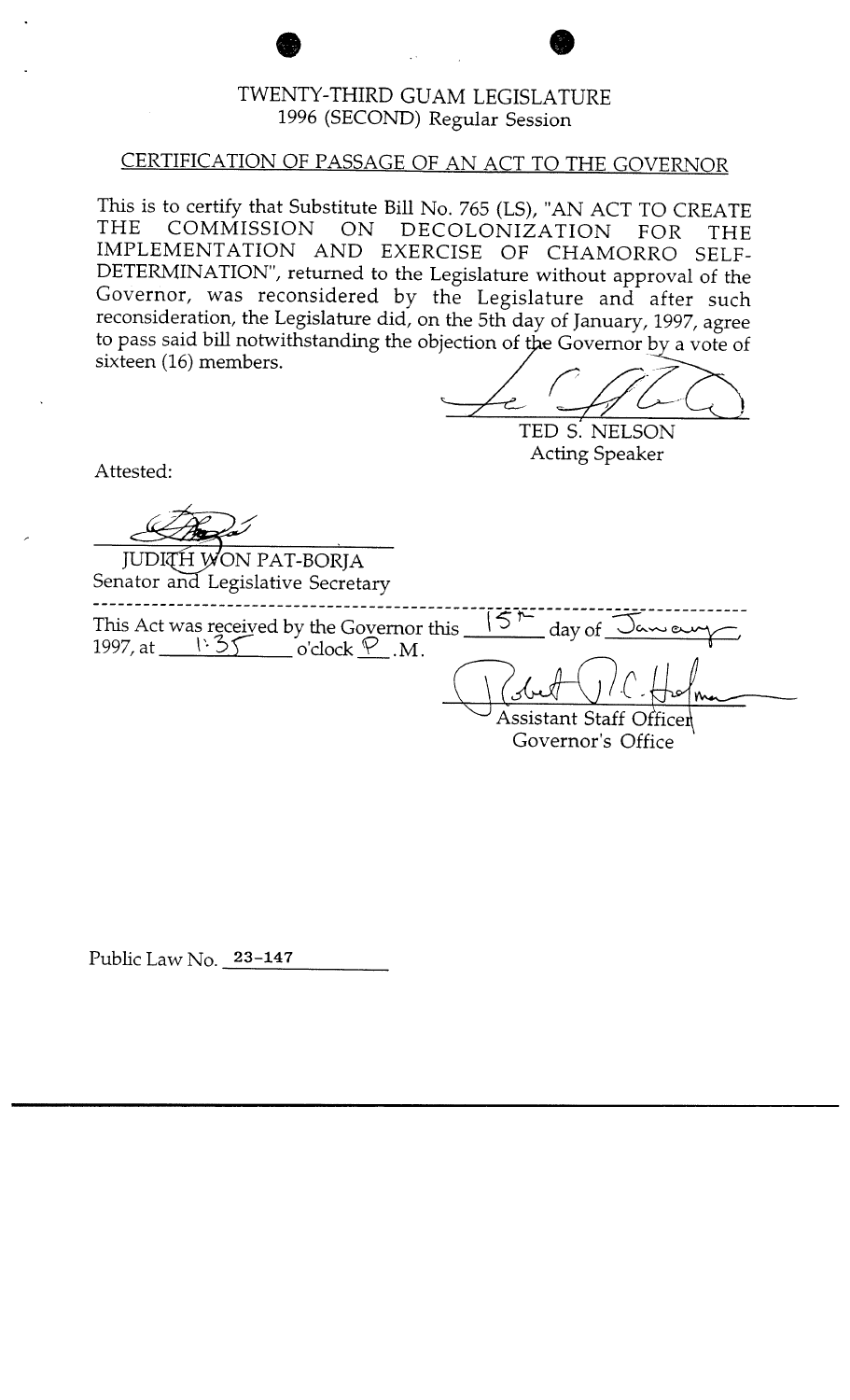# TWENTY-THIRD GUAM LEGISLATURE

1996 (SECOND) Regular Session

## CERTIFICATION OF PASSAGE OF AN ACT TO THE GOVERNOR

This is to certify that Substitute Bill No. 765 (LS), "AN ACT TO CREATE THE COMMISSION ON DECOLONIZATION FOR THE IMPLEMENTATION AND EXERCISE OF CHAMORRO SELF-DETERMINATION", returned to the Legislature without approval of the Governor, was reconsidered by the Legislature and after such reconsideration, the Legislature did, on the 5th day of January, 1997, agree to pass said bill notwithstanding the objection of the Governor by a vote of sixteen (16) members.

TED S. NELSON
Acting Speaker

Attested:

JUDITH WON PAT-BORJA
Senator and Legislative Secretary

---

This Act was received by the Governor this 15th day of January, 1997, at 1:35 o'clock P.M.

Assistant Staff Officer
Governor's Office

Public Law No. 23-147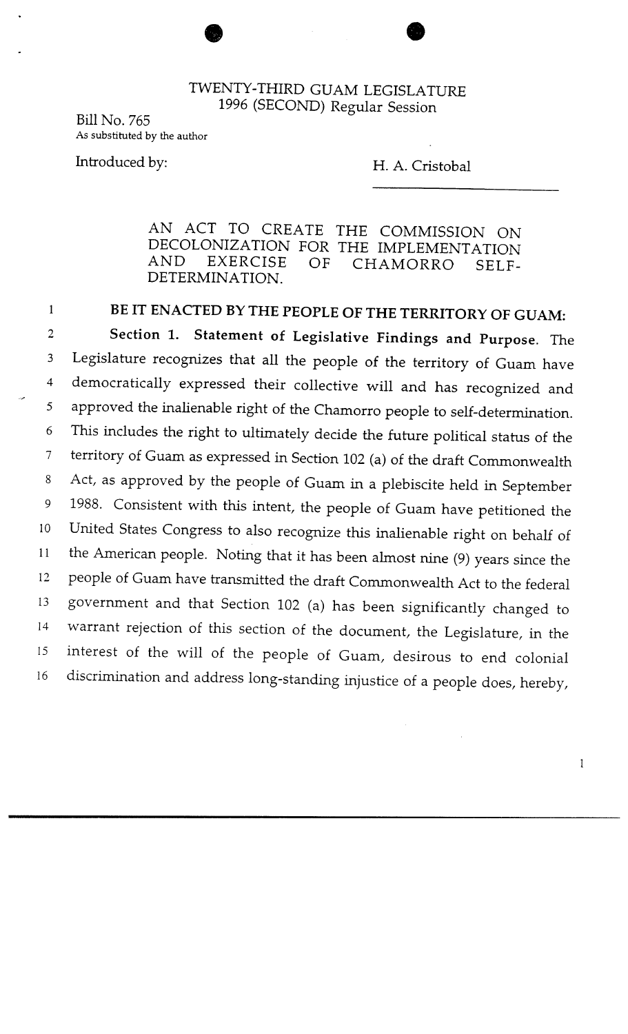TWENTY-THIRD GUAM LEGISLATURE
1996 (SECOND) Regular Session

Bill No. 765
As substituted by the author

Introduced by: H. A. Cristobal

AN ACT TO CREATE THE COMMISSION ON DECOLONIZATION FOR THE IMPLEMENTATION AND EXERCISE OF CHAMORRO SELF-DETERMINATION.

**BE IT ENACTED BY THE PEOPLE OF THE TERRITORY OF GUAM:**

**Section 1. Statement of Legislative Findings and Purpose.** The Legislature recognizes that all the people of the territory of Guam have democratically expressed their collective will and has recognized and approved the inalienable right of the Chamorro people to self-determination. This includes the right to ultimately decide the future political status of the territory of Guam as expressed in Section 102 (a) of the draft Commonwealth Act, as approved by the people of Guam in a plebiscite held in September 1988. Consistent with this intent, the people of Guam have petitioned the United States Congress to also recognize this inalienable right on behalf of the American people. Noting that it has been almost nine (9) years since the people of Guam have transmitted the draft Commonwealth Act to the federal government and that Section 102 (a) has been significantly changed to warrant rejection of this section of the document, the Legislature, in the interest of the will of the people of Guam, desirous to end colonial discrimination and address long-standing injustice of a people does, hereby,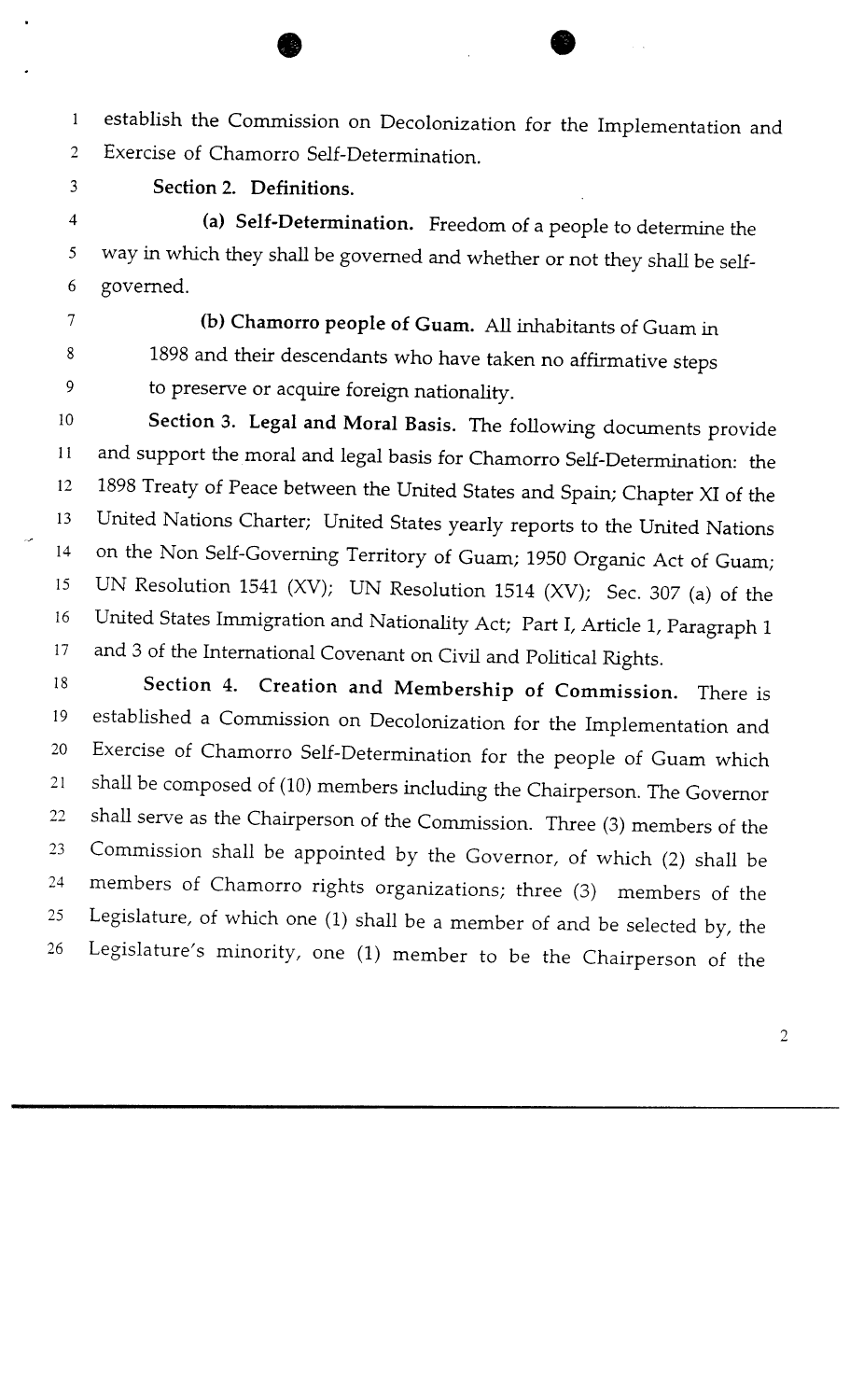establish the Commission on Decolonization for the Implementation and Exercise of Chamorro Self-Determination.

**Section 2. Definitions.**

**(a) Self-Determination.** Freedom of a people to determine the way in which they shall be governed and whether or not they shall be self-governed.

**(b) Chamorro people of Guam.** All inhabitants of Guam in 1898 and their descendants who have taken no affirmative steps to preserve or acquire foreign nationality.

**Section 3. Legal and Moral Basis.** The following documents provide and support the moral and legal basis for Chamorro Self-Determination: the 1898 Treaty of Peace between the United States and Spain; Chapter XI of the United Nations Charter; United States yearly reports to the United Nations on the Non Self-Governing Territory of Guam; 1950 Organic Act of Guam; UN Resolution 1541 (XV); UN Resolution 1514 (XV); Sec. 307 (a) of the United States Immigration and Nationality Act; Part I, Article 1, Paragraph 1 and 3 of the International Covenant on Civil and Political Rights.

**Section 4. Creation and Membership of Commission.** There is established a Commission on Decolonization for the Implementation and Exercise of Chamorro Self-Determination for the people of Guam which shall be composed of (10) members including the Chairperson. The Governor shall serve as the Chairperson of the Commission. Three (3) members of the Commission shall be appointed by the Governor, of which (2) shall be members of Chamorro rights organizations; three (3) members of the Legislature, of which one (1) shall be a member of and be selected by, the Legislature's minority, one (1) member to be the Chairperson of the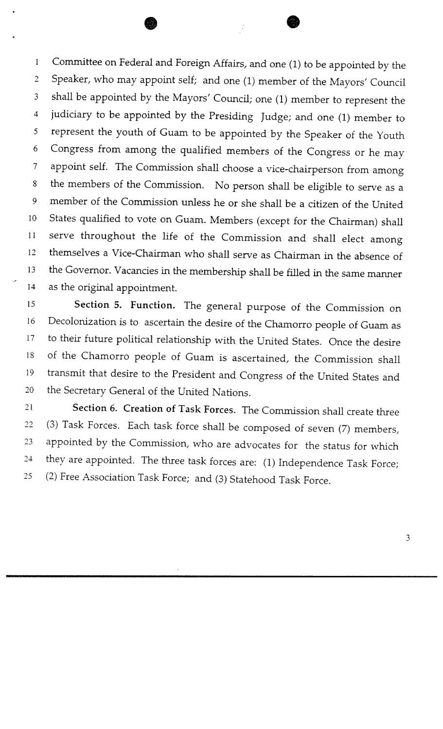Committee on Federal and Foreign Affairs, and one (1) to be appointed by the Speaker, who may appoint self; and one (1) member of the Mayors' Council shall be appointed by the Mayors' Council; one (1) member to represent the judiciary to be appointed by the Presiding Judge; and one (1) member to represent the youth of Guam to be appointed by the Speaker of the Youth Congress from among the qualified members of the Congress or he may appoint self. The Commission shall choose a vice-chairperson from among the members of the Commission. No person shall be eligible to serve as a member of the Commission unless he or she shall be a citizen of the United States qualified to vote on Guam. Members (except for the Chairman) shall serve throughout the life of the Commission and shall elect among themselves a Vice-Chairman who shall serve as Chairman in the absence of the Governor. Vacancies in the membership shall be filled in the same manner as the original appointment.

**Section 5. Function.** The general purpose of the Commission on Decolonization is to ascertain the desire of the Chamorro people of Guam as to their future political relationship with the United States. Once the desire of the Chamorro people of Guam is ascertained, the Commission shall transmit that desire to the President and Congress of the United States and the Secretary General of the United Nations.

**Section 6. Creation of Task Forces.** The Commission shall create three (3) Task Forces. Each task force shall be composed of seven (7) members, appointed by the Commission, who are advocates for the status for which they are appointed. The three task forces are: (1) Independence Task Force; (2) Free Association Task Force; and (3) Statehood Task Force.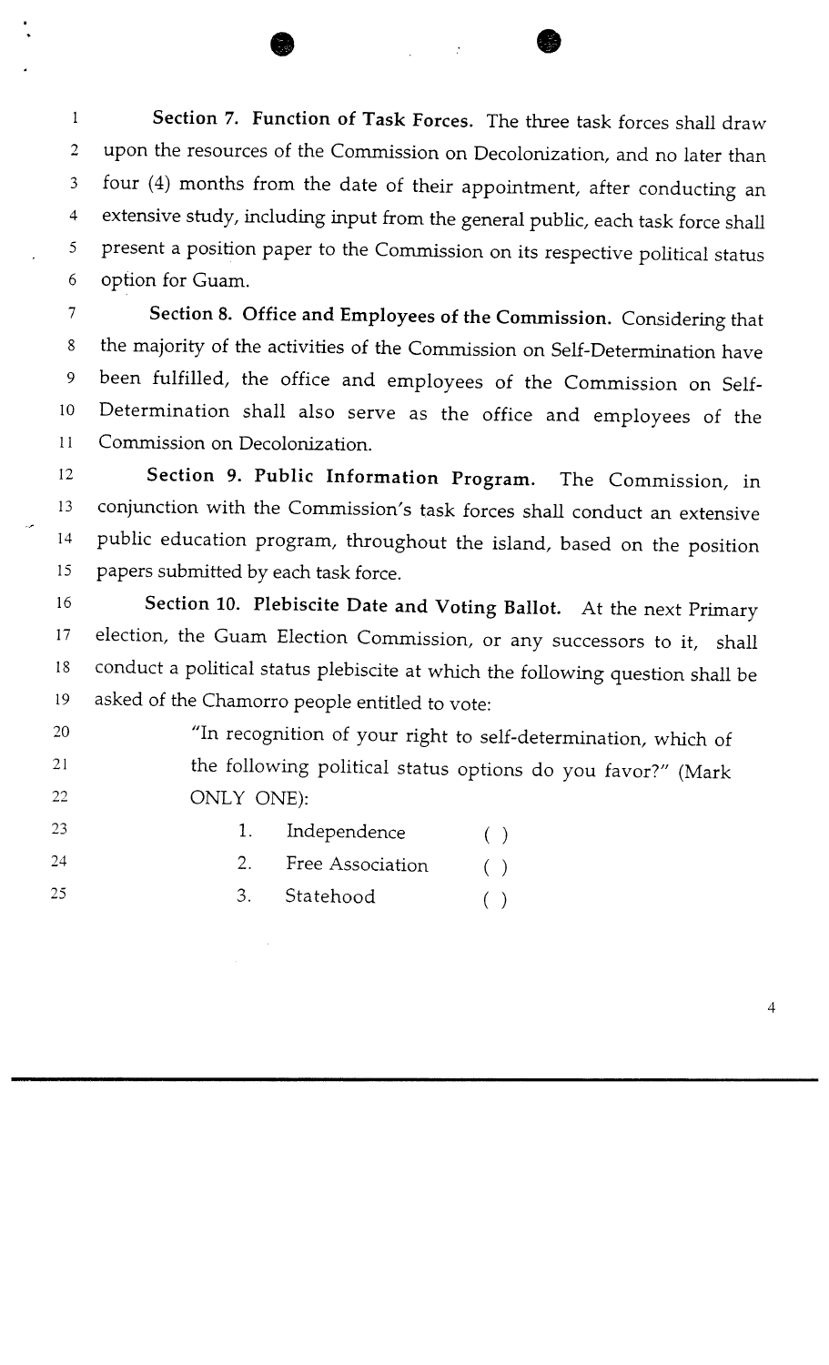**Section 7. Function of Task Forces.** The three task forces shall draw upon the resources of the Commission on Decolonization, and no later than four (4) months from the date of their appointment, after conducting an extensive study, including input from the general public, each task force shall present a position paper to the Commission on its respective political status option for Guam.

**Section 8. Office and Employees of the Commission.** Considering that the majority of the activities of the Commission on Self-Determination have been fulfilled, the office and employees of the Commission on Self-Determination shall also serve as the office and employees of the Commission on Decolonization.

**Section 9. Public Information Program.** The Commission, in conjunction with the Commission's task forces shall conduct an extensive public education program, throughout the island, based on the position papers submitted by each task force.

**Section 10. Plebiscite Date and Voting Ballot.** At the next Primary election, the Guam Election Commission, or any successors to it, shall conduct a political status plebiscite at which the following question shall be asked of the Chamorro people entitled to vote:

> "In recognition of your right to self-determination, which of the following political status options do you favor?" (Mark ONLY ONE):
>
> 1. Independence ( )
> 2. Free Association ( )
> 3. Statehood ( )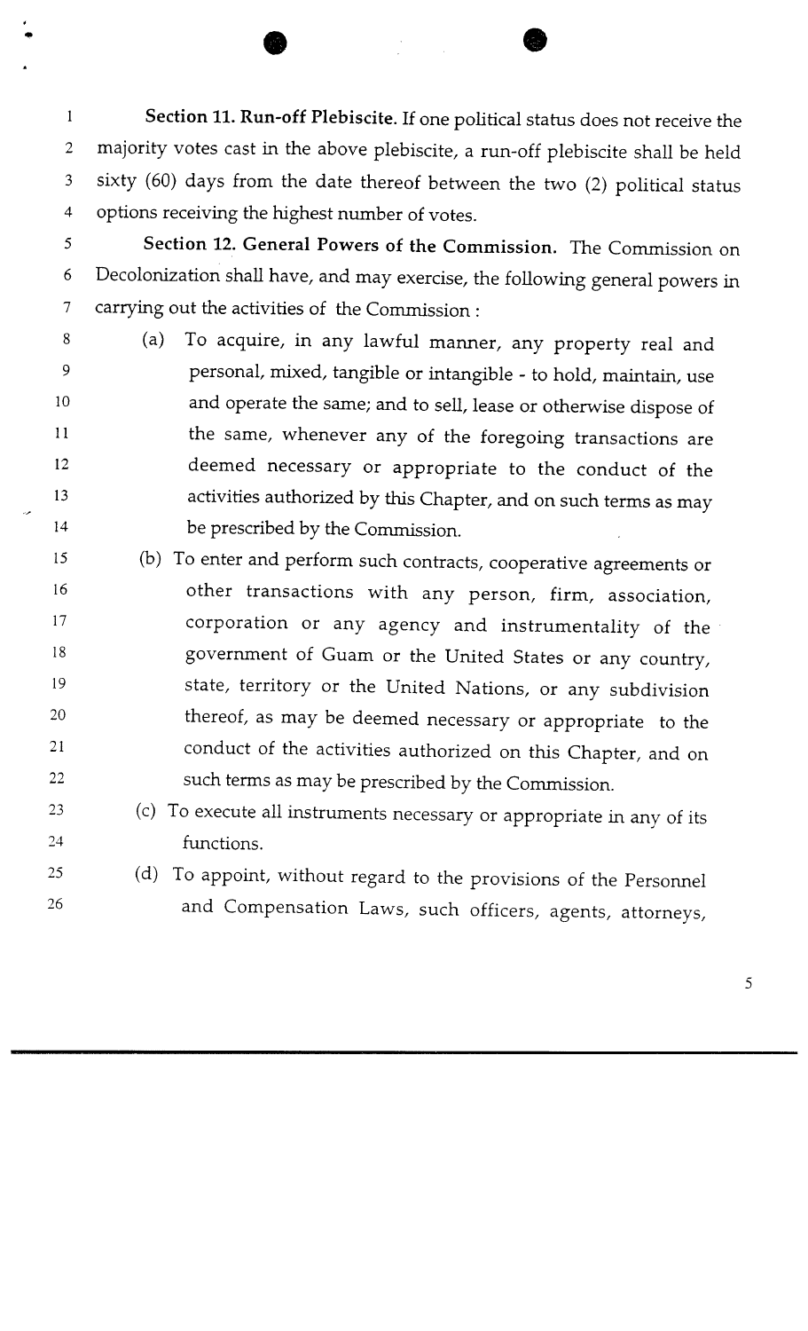**Section 11. Run-off Plebiscite.** If one political status does not receive the majority votes cast in the above plebiscite, a run-off plebiscite shall be held sixty (60) days from the date thereof between the two (2) political status options receiving the highest number of votes.

**Section 12. General Powers of the Commission.** The Commission on Decolonization shall have, and may exercise, the following general powers in carrying out the activities of the Commission :

(a) To acquire, in any lawful manner, any property real and personal, mixed, tangible or intangible - to hold, maintain, use and operate the same; and to sell, lease or otherwise dispose of the same, whenever any of the foregoing transactions are deemed necessary or appropriate to the conduct of the activities authorized by this Chapter, and on such terms as may be prescribed by the Commission.

(b) To enter and perform such contracts, cooperative agreements or other transactions with any person, firm, association, corporation or any agency and instrumentality of the government of Guam or the United States or any country, state, territory or the United Nations, or any subdivision thereof, as may be deemed necessary or appropriate to the conduct of the activities authorized on this Chapter, and on such terms as may be prescribed by the Commission.

(c) To execute all instruments necessary or appropriate in any of its functions.

(d) To appoint, without regard to the provisions of the Personnel and Compensation Laws, such officers, agents, attorneys,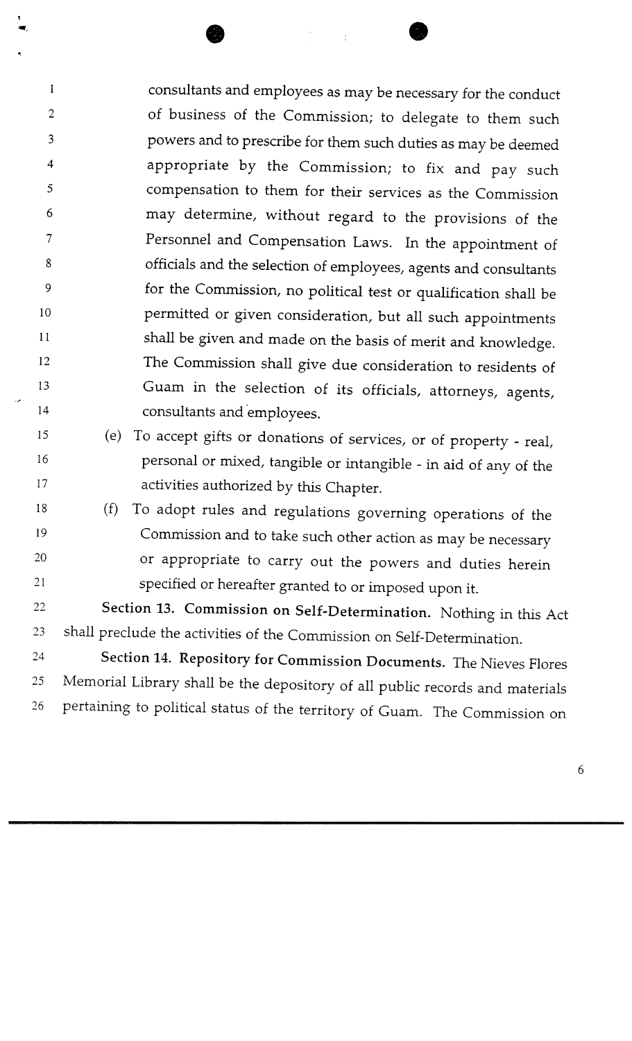consultants and employees as may be necessary for the conduct of business of the Commission; to delegate to them such powers and to prescribe for them such duties as may be deemed appropriate by the Commission; to fix and pay such compensation to them for their services as the Commission may determine, without regard to the provisions of the Personnel and Compensation Laws. In the appointment of officials and the selection of employees, agents and consultants for the Commission, no political test or qualification shall be permitted or given consideration, but all such appointments shall be given and made on the basis of merit and knowledge. The Commission shall give due consideration to residents of Guam in the selection of its officials, attorneys, agents, consultants and employees.

(e) To accept gifts or donations of services, or of property - real, personal or mixed, tangible or intangible - in aid of any of the activities authorized by this Chapter.

(f) To adopt rules and regulations governing operations of the Commission and to take such other action as may be necessary or appropriate to carry out the powers and duties herein specified or hereafter granted to or imposed upon it.

**Section 13. Commission on Self-Determination.** Nothing in this Act shall preclude the activities of the Commission on Self-Determination.

**Section 14. Repository for Commission Documents.** The Nieves Flores Memorial Library shall be the depository of all public records and materials pertaining to political status of the territory of Guam. The Commission on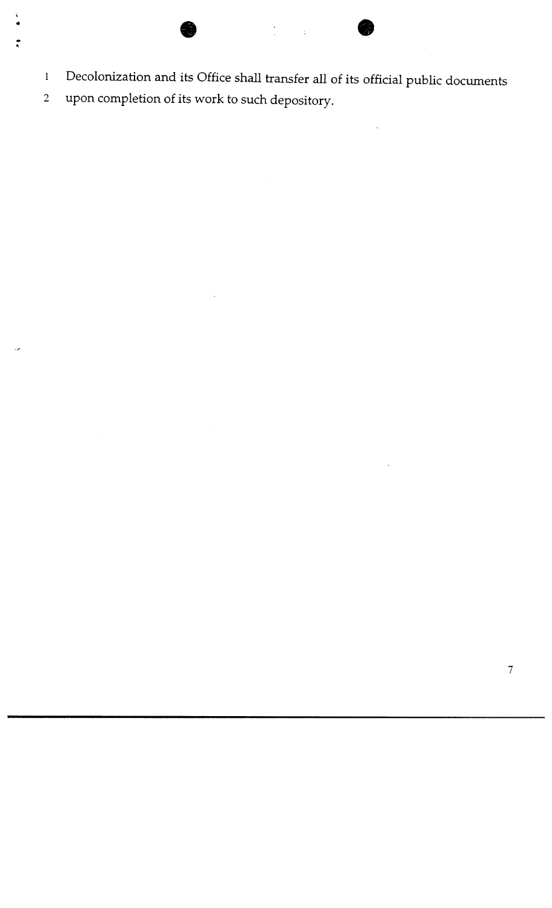Decolonization and its Office shall transfer all of its official public documents upon completion of its work to such depository.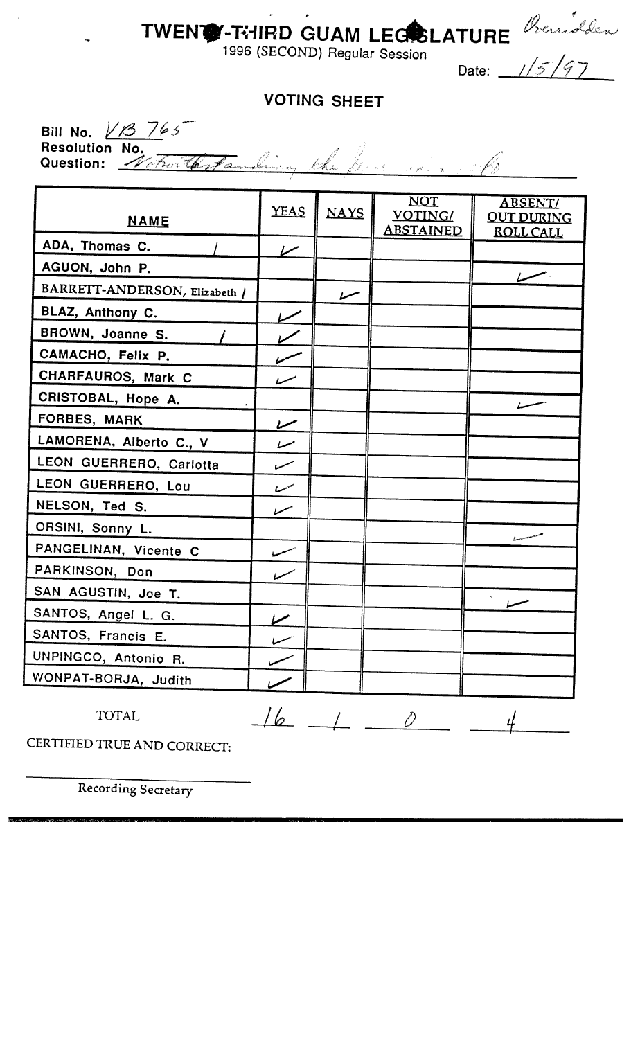# TWENTY-THIRD GUAM LEGISLATURE

1996 (SECOND) Regular Session

Overridden

Date: 1/5/97

## VOTING SHEET

**Bill No.** VB 765

**Resolution No.** ______

**Question:** Notwithstanding the Governor's veto

| NAME | YEAS | NAYS | NOT VOTING/ ABSTAINED | ABSENT/ OUT DURING ROLL CALL |
|---|---|---|---|---|
| ADA, Thomas C. | ✓ | | | |
| AGUON, John P. | | | | ✓ |
| BARRETT-ANDERSON, Elizabeth | | ✓ | | |
| BLAZ, Anthony C. | ✓ | | | |
| BROWN, Joanne S. | ✓ | | | |
| CAMACHO, Felix P. | ✓ | | | |
| CHARFAUROS, Mark C | ✓ | | | |
| CRISTOBAL, Hope A. | | | | ✓ |
| FORBES, MARK | ✓ | | | |
| LAMORENA, Alberto C., V | ✓ | | | |
| LEON GUERRERO, Carlotta | ✓ | | | |
| LEON GUERRERO, Lou | ✓ | | | |
| NELSON, Ted S. | ✓ | | | |
| ORSINI, Sonny L. | | | | ✓ |
| PANGELINAN, Vicente C | ✓ | | | |
| PARKINSON, Don | ✓ | | | |
| SAN AGUSTIN, Joe T. | | | | ✓ |
| SANTOS, Angel L. G. | ✓ | | | |
| SANTOS, Francis E. | ✓ | | | |
| UNPINGCO, Antonio R. | ✓ | | | |
| WONPAT-BORJA, Judith | ✓ | | | |
| TOTAL | 16 | 1 | 0 | 4 |

CERTIFIED TRUE AND CORRECT:

______________________________

Recording Secretary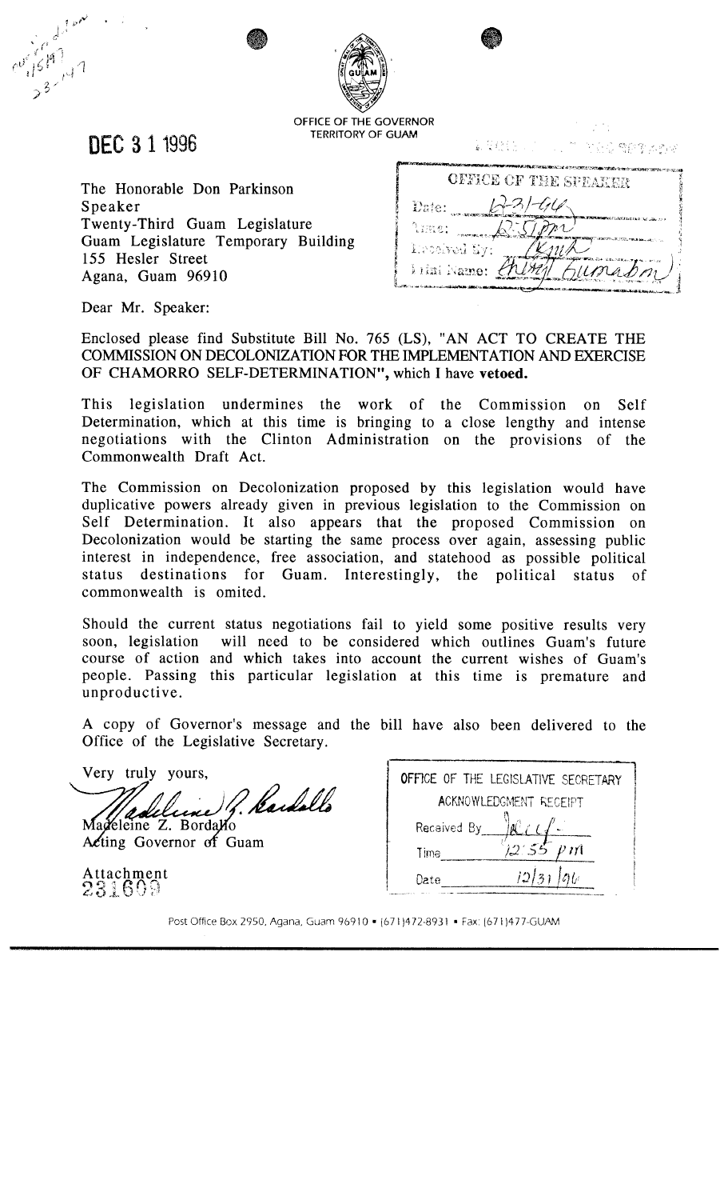OFFICE OF THE GOVERNOR
TERRITORY OF GUAM

**DEC 31 1996**

OFFICE OF THE SPEAKER
Date: 12-31-96
Time: 2:51pm
Received By: [signature]
Print Name: [handwritten]

The Honorable Don Parkinson
Speaker
Twenty-Third Guam Legislature
Guam Legislature Temporary Building
155 Hesler Street
Agana, Guam 96910

Dear Mr. Speaker:

Enclosed please find Substitute Bill No. 765 (LS), "AN ACT TO CREATE THE COMMISSION ON DECOLONIZATION FOR THE IMPLEMENTATION AND EXERCISE OF CHAMORRO SELF-DETERMINATION", which I have **vetoed.**

This legislation undermines the work of the Commission on Self Determination, which at this time is bringing to a close lengthy and intense negotiations with the Clinton Administration on the provisions of the Commonwealth Draft Act.

The Commission on Decolonization proposed by this legislation would have duplicative powers already given in previous legislation to the Commission on Self Determination. It also appears that the proposed Commission on Decolonization would be starting the same process over again, assessing public interest in independence, free association, and statehood as possible political status destinations for Guam. Interestingly, the political status of commonwealth is omited.

Should the current status negotiations fail to yield some positive results very soon, legislation will need to be considered which outlines Guam's future course of action and which takes into account the current wishes of Guam's people. Passing this particular legislation at this time is premature and unproductive.

A copy of Governor's message and the bill have also been delivered to the Office of the Legislative Secretary.

Very truly yours,

[signature]

Madeleine Z. Bordallo
Acting Governor of Guam

Attachment
231609

OFFICE OF THE LEGISLATIVE SECRETARY
ACKNOWLEDGMENT RECEIPT
Received By: [signature]
Time: 12:55 pm
Date: 12/31/96

Post Office Box 2950, Agana, Guam 96910 • (671)472-8931 • Fax: (671)477-GUAM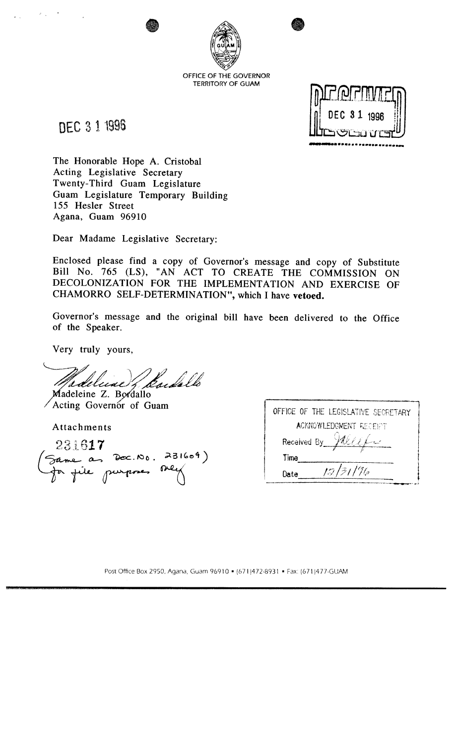OFFICE OF THE GOVERNOR
TERRITORY OF GUAM

RECEIVED
DEC 31 1996

DEC 31 1996

The Honorable Hope A. Cristobal
Acting Legislative Secretary
Twenty-Third Guam Legislature
Guam Legislature Temporary Building
155 Hesler Street
Agana, Guam 96910

Dear Madame Legislative Secretary:

Enclosed please find a copy of Governor's message and copy of Substitute Bill No. 765 (LS), "AN ACT TO CREATE THE COMMISSION ON DECOLONIZATION FOR THE IMPLEMENTATION AND EXERCISE OF CHAMORRO SELF-DETERMINATION", which I have **vetoed.**

Governor's message and the original bill have been delivered to the Office of the Speaker.

Very truly yours,

Madeleine Z. Bordallo
Acting Governor of Guam

Attachments

231617
(Same as Doc. No. 231609)
for file purposes only

| OFFICE OF THE LEGISLATIVE SECRETARY |
| --- |
| ACKNOWLEDGMENT RECEIPT |
| Received By |
| Time |
| Date 12/31/96 |

Post Office Box 2950, Agana, Guam 96910 • (671)472-8931 • Fax: (671)477-GUAM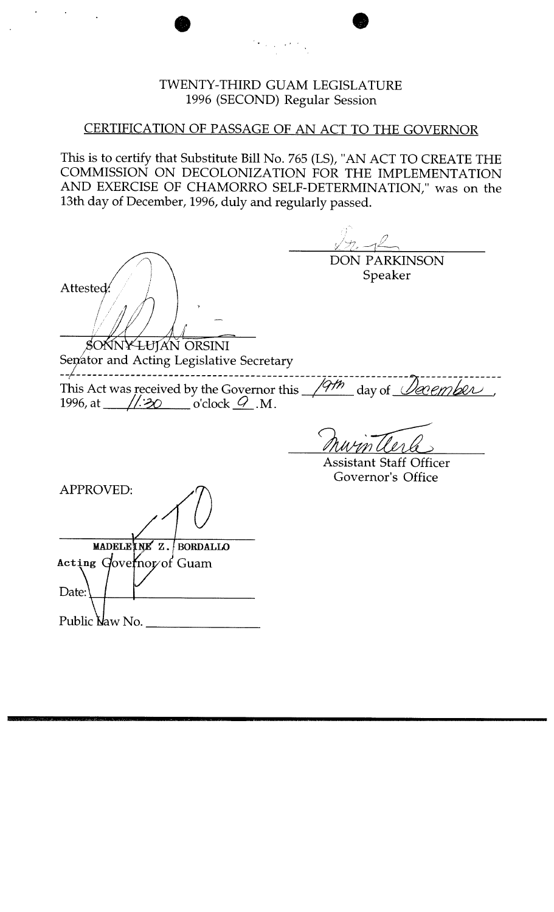TWENTY-THIRD GUAM LEGISLATURE
1996 (SECOND) Regular Session

CERTIFICATION OF PASSAGE OF AN ACT TO THE GOVERNOR

This is to certify that Substitute Bill No. 765 (LS), "AN ACT TO CREATE THE COMMISSION ON DECOLONIZATION FOR THE IMPLEMENTATION AND EXERCISE OF CHAMORRO SELF-DETERMINATION," was on the 13th day of December, 1996, duly and regularly passed.

DON PARKINSON
Speaker

Attested:

SONNY LUJAN ORSINI
Senator and Acting Legislative Secretary

---

This Act was received by the Governor this 19th day of December, 1996, at 11:30 o'clock A.M.

Assistant Staff Officer
Governor's Office

APPROVED:

MADELEINE Z. BORDALLO
Acting Governor of Guam

Date: ___

Public Law No. ___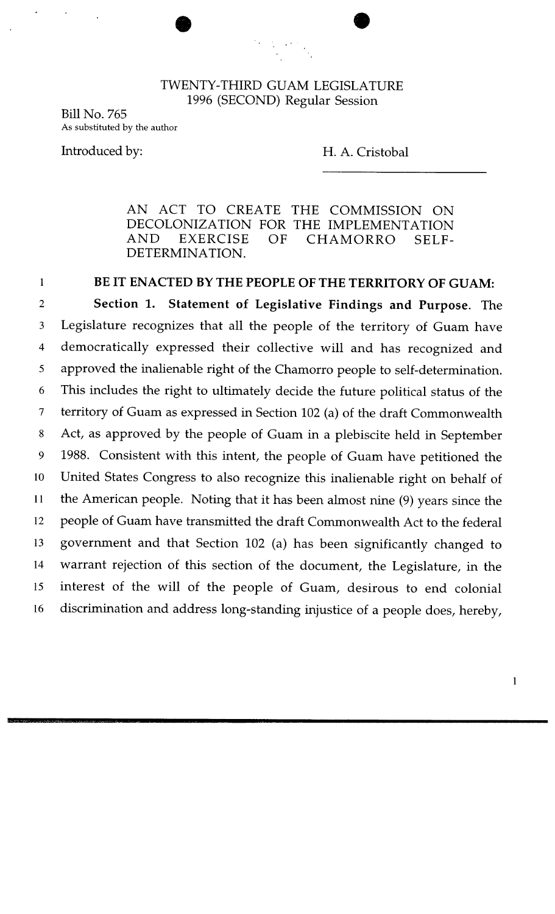TWENTY-THIRD GUAM LEGISLATURE
1996 (SECOND) Regular Session

Bill No. 765
As substituted by the author

Introduced by: H. A. Cristobal

AN ACT TO CREATE THE COMMISSION ON DECOLONIZATION FOR THE IMPLEMENTATION AND EXERCISE OF CHAMORRO SELF-DETERMINATION.

**BE IT ENACTED BY THE PEOPLE OF THE TERRITORY OF GUAM:**

**Section 1. Statement of Legislative Findings and Purpose.** The Legislature recognizes that all the people of the territory of Guam have democratically expressed their collective will and has recognized and approved the inalienable right of the Chamorro people to self-determination. This includes the right to ultimately decide the future political status of the territory of Guam as expressed in Section 102 (a) of the draft Commonwealth Act, as approved by the people of Guam in a plebiscite held in September 1988. Consistent with this intent, the people of Guam have petitioned the United States Congress to also recognize this inalienable right on behalf of the American people. Noting that it has been almost nine (9) years since the people of Guam have transmitted the draft Commonwealth Act to the federal government and that Section 102 (a) has been significantly changed to warrant rejection of this section of the document, the Legislature, in the interest of the will of the people of Guam, desirous to end colonial discrimination and address long-standing injustice of a people does, hereby,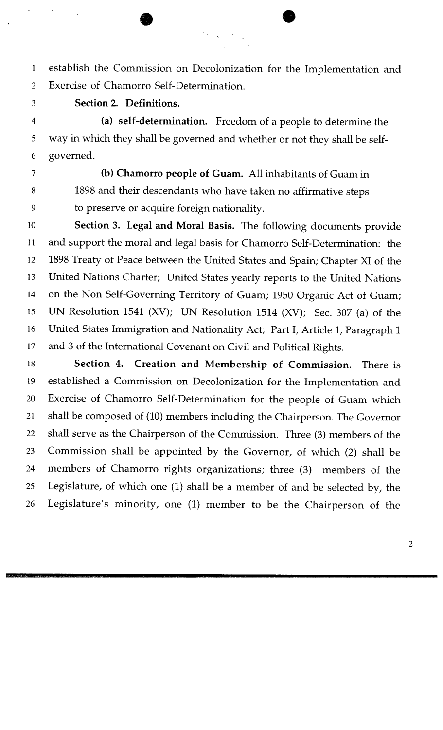establish the Commission on Decolonization for the Implementation and Exercise of Chamorro Self-Determination.

**Section 2. Definitions.**

**(a) self-determination.** Freedom of a people to determine the way in which they shall be governed and whether or not they shall be self-governed.

**(b) Chamorro people of Guam.** All inhabitants of Guam in 1898 and their descendants who have taken no affirmative steps to preserve or acquire foreign nationality.

**Section 3. Legal and Moral Basis.** The following documents provide and support the moral and legal basis for Chamorro Self-Determination: the 1898 Treaty of Peace between the United States and Spain; Chapter XI of the United Nations Charter; United States yearly reports to the United Nations on the Non Self-Governing Territory of Guam; 1950 Organic Act of Guam; UN Resolution 1541 (XV); UN Resolution 1514 (XV); Sec. 307 (a) of the United States Immigration and Nationality Act; Part I, Article 1, Paragraph 1 and 3 of the International Covenant on Civil and Political Rights.

**Section 4. Creation and Membership of Commission.** There is established a Commission on Decolonization for the Implementation and Exercise of Chamorro Self-Determination for the people of Guam which shall be composed of (10) members including the Chairperson. The Governor shall serve as the Chairperson of the Commission. Three (3) members of the Commission shall be appointed by the Governor, of which (2) shall be members of Chamorro rights organizations; three (3) members of the Legislature, of which one (1) shall be a member of and be selected by, the Legislature's minority, one (1) member to be the Chairperson of the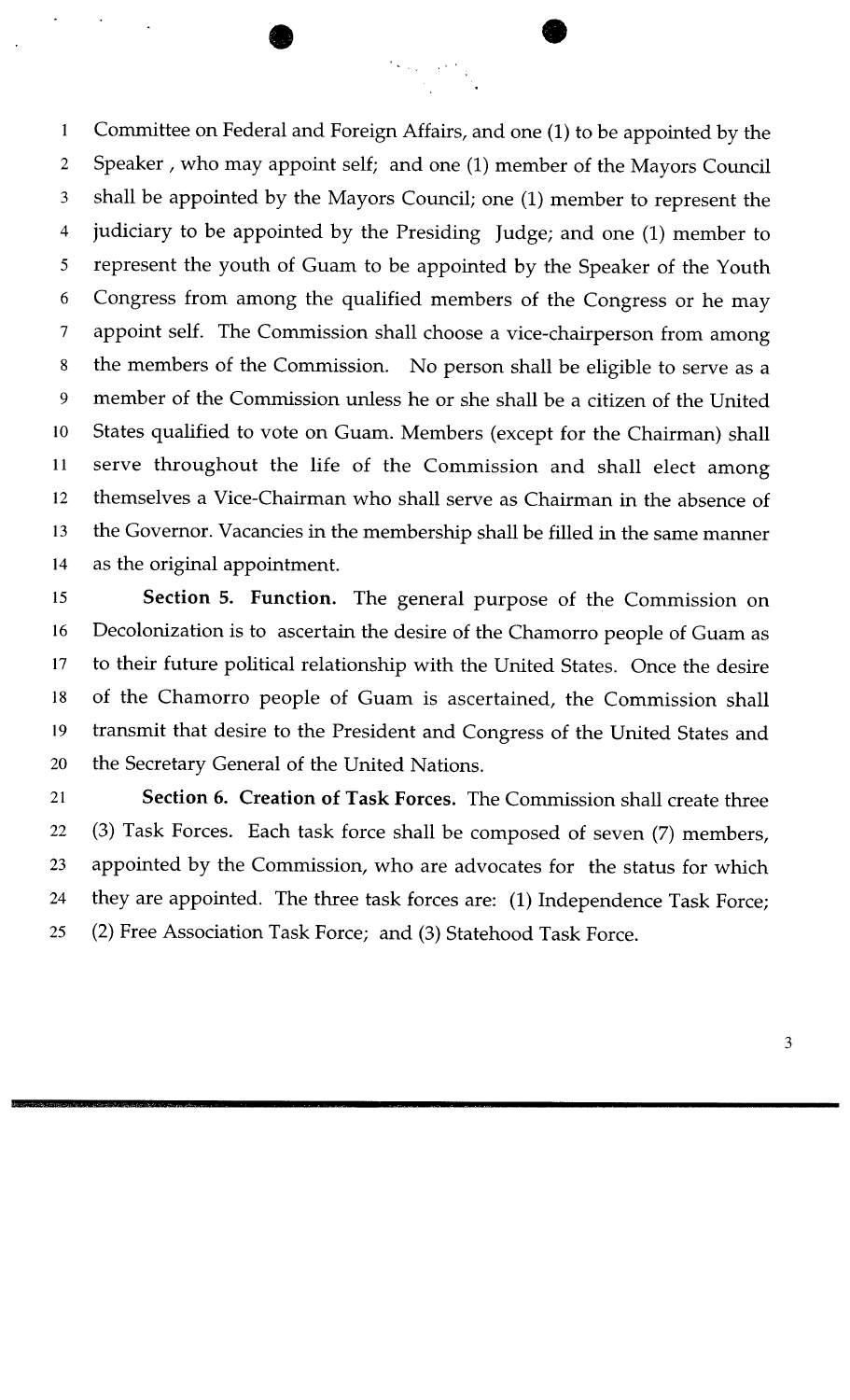Committee on Federal and Foreign Affairs, and one (1) to be appointed by the Speaker , who may appoint self; and one (1) member of the Mayors Council shall be appointed by the Mayors Council; one (1) member to represent the judiciary to be appointed by the Presiding Judge; and one (1) member to represent the youth of Guam to be appointed by the Speaker of the Youth Congress from among the qualified members of the Congress or he may appoint self. The Commission shall choose a vice-chairperson from among the members of the Commission. No person shall be eligible to serve as a member of the Commission unless he or she shall be a citizen of the United States qualified to vote on Guam. Members (except for the Chairman) shall serve throughout the life of the Commission and shall elect among themselves a Vice-Chairman who shall serve as Chairman in the absence of the Governor. Vacancies in the membership shall be filled in the same manner as the original appointment.

**Section 5. Function.** The general purpose of the Commission on Decolonization is to ascertain the desire of the Chamorro people of Guam as to their future political relationship with the United States. Once the desire of the Chamorro people of Guam is ascertained, the Commission shall transmit that desire to the President and Congress of the United States and the Secretary General of the United Nations.

**Section 6. Creation of Task Forces.** The Commission shall create three (3) Task Forces. Each task force shall be composed of seven (7) members, appointed by the Commission, who are advocates for the status for which they are appointed. The three task forces are: (1) Independence Task Force; (2) Free Association Task Force; and (3) Statehood Task Force.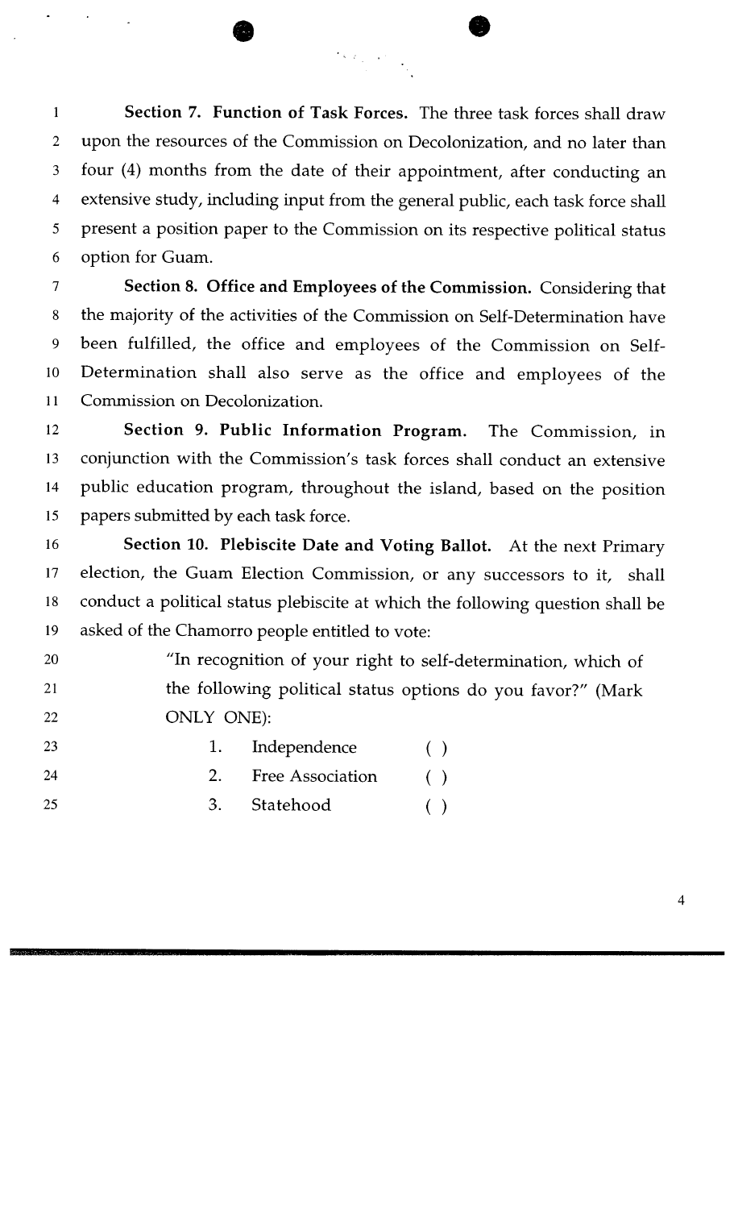**Section 7. Function of Task Forces.** The three task forces shall draw upon the resources of the Commission on Decolonization, and no later than four (4) months from the date of their appointment, after conducting an extensive study, including input from the general public, each task force shall present a position paper to the Commission on its respective political status option for Guam.

**Section 8. Office and Employees of the Commission.** Considering that the majority of the activities of the Commission on Self-Determination have been fulfilled, the office and employees of the Commission on Self-Determination shall also serve as the office and employees of the Commission on Decolonization.

**Section 9. Public Information Program.** The Commission, in conjunction with the Commission's task forces shall conduct an extensive public education program, throughout the island, based on the position papers submitted by each task force.

**Section 10. Plebiscite Date and Voting Ballot.** At the next Primary election, the Guam Election Commission, or any successors to it, shall conduct a political status plebiscite at which the following question shall be asked of the Chamorro people entitled to vote:

> "In recognition of your right to self-determination, which of the following political status options do you favor?" (Mark ONLY ONE):
>
> 1. Independence ( )
> 2. Free Association ( )
> 3. Statehood ( )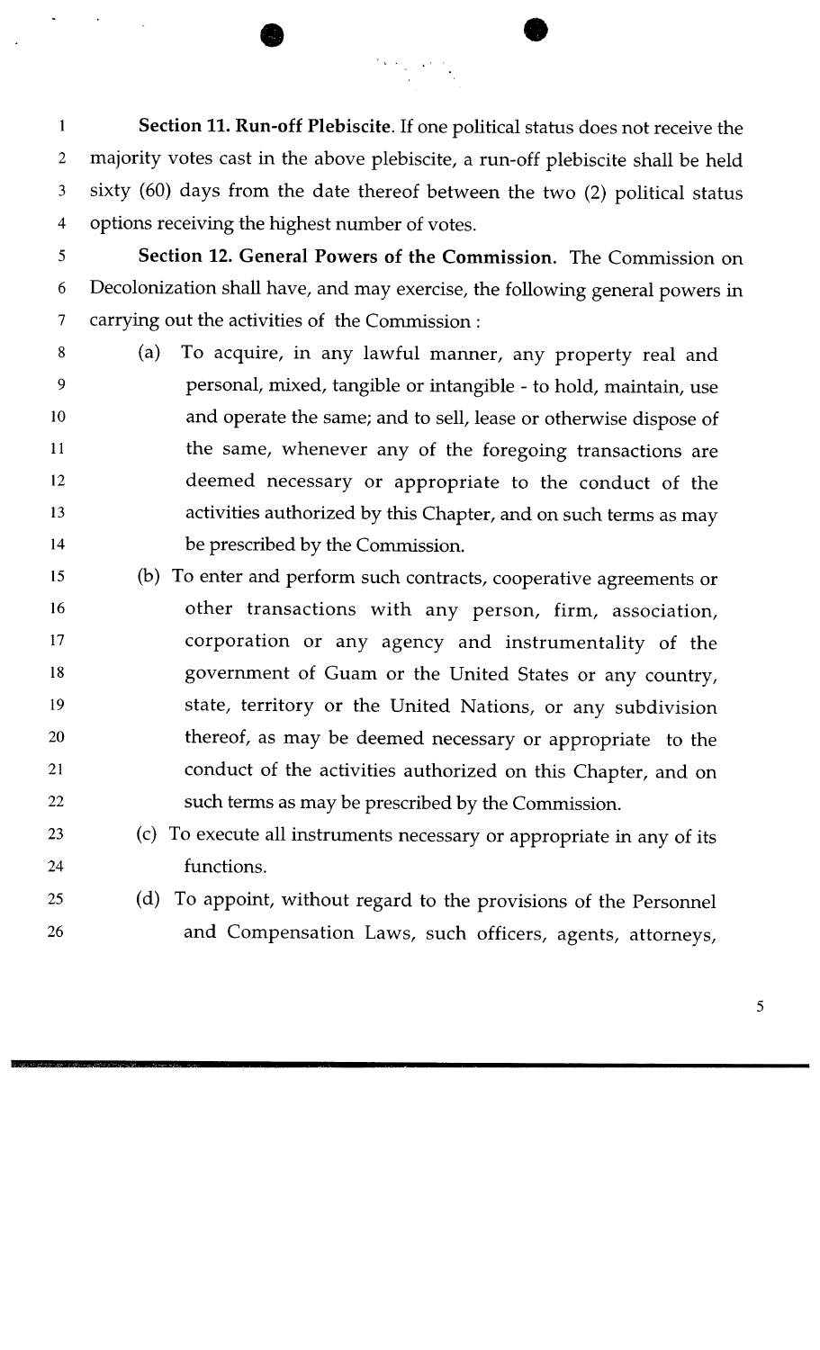**Section 11. Run-off Plebiscite**. If one political status does not receive the majority votes cast in the above plebiscite, a run-off plebiscite shall be held sixty (60) days from the date thereof between the two (2) political status options receiving the highest number of votes.

**Section 12. General Powers of the Commission.** The Commission on Decolonization shall have, and may exercise, the following general powers in carrying out the activities of the Commission :

(a) To acquire, in any lawful manner, any property real and personal, mixed, tangible or intangible - to hold, maintain, use and operate the same; and to sell, lease or otherwise dispose of the same, whenever any of the foregoing transactions are deemed necessary or appropriate to the conduct of the activities authorized by this Chapter, and on such terms as may be prescribed by the Commission.

(b) To enter and perform such contracts, cooperative agreements or other transactions with any person, firm, association, corporation or any agency and instrumentality of the government of Guam or the United States or any country, state, territory or the United Nations, or any subdivision thereof, as may be deemed necessary or appropriate to the conduct of the activities authorized on this Chapter, and on such terms as may be prescribed by the Commission.

(c) To execute all instruments necessary or appropriate in any of its functions.

(d) To appoint, without regard to the provisions of the Personnel and Compensation Laws, such officers, agents, attorneys,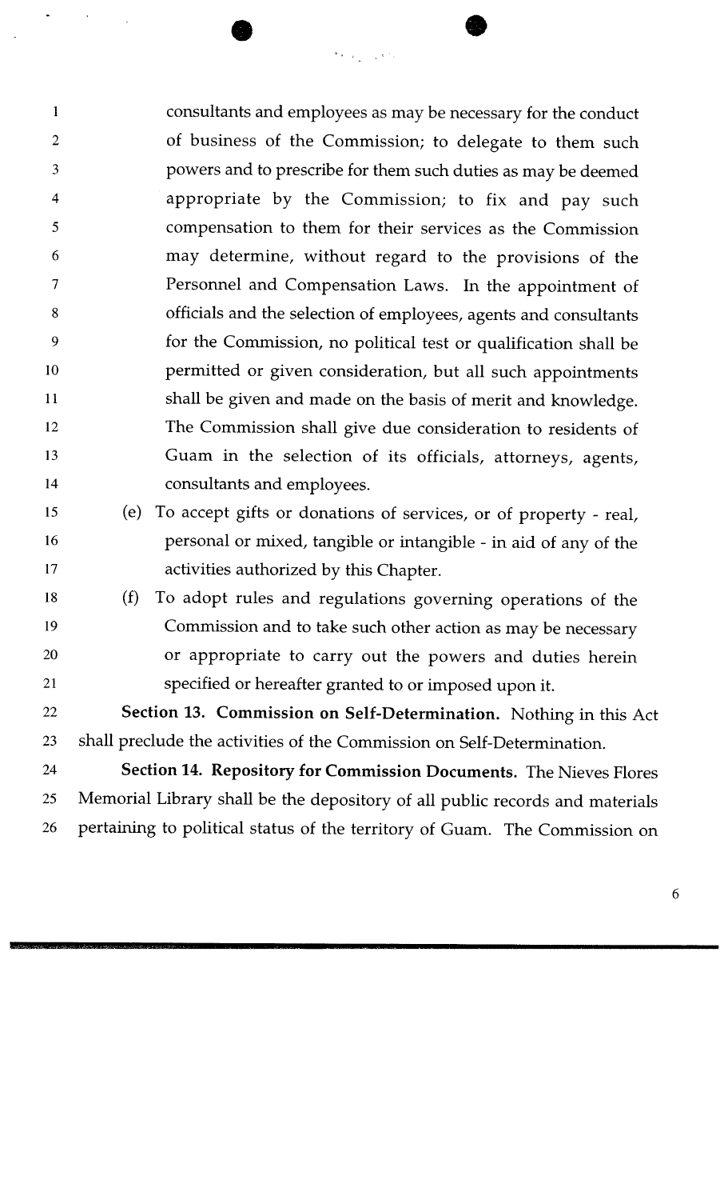consultants and employees as may be necessary for the conduct of business of the Commission; to delegate to them such powers and to prescribe for them such duties as may be deemed appropriate by the Commission; to fix and pay such compensation to them for their services as the Commission may determine, without regard to the provisions of the Personnel and Compensation Laws. In the appointment of officials and the selection of employees, agents and consultants for the Commission, no political test or qualification shall be permitted or given consideration, but all such appointments shall be given and made on the basis of merit and knowledge. The Commission shall give due consideration to residents of Guam in the selection of its officials, attorneys, agents, consultants and employees.

(e) To accept gifts or donations of services, or of property - real, personal or mixed, tangible or intangible - in aid of any of the activities authorized by this Chapter.

(f) To adopt rules and regulations governing operations of the Commission and to take such other action as may be necessary or appropriate to carry out the powers and duties herein specified or hereafter granted to or imposed upon it.

**Section 13. Commission on Self-Determination.** Nothing in this Act shall preclude the activities of the Commission on Self-Determination.

**Section 14. Repository for Commission Documents.** The Nieves Flores Memorial Library shall be the depository of all public records and materials pertaining to political status of the territory of Guam. The Commission on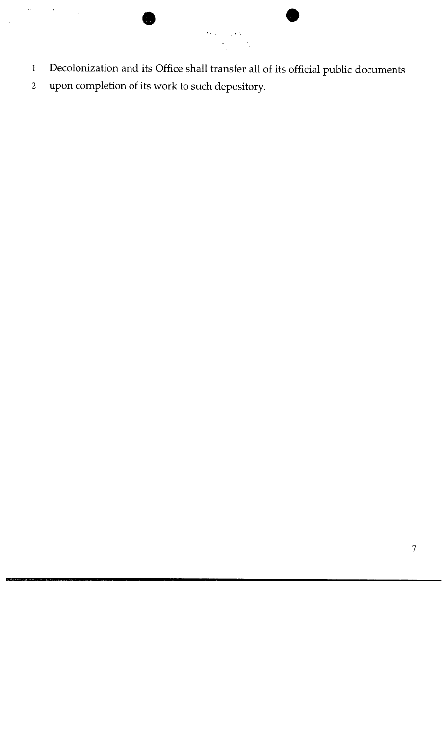Decolonization and its Office shall transfer all of its official public documents upon completion of its work to such depository.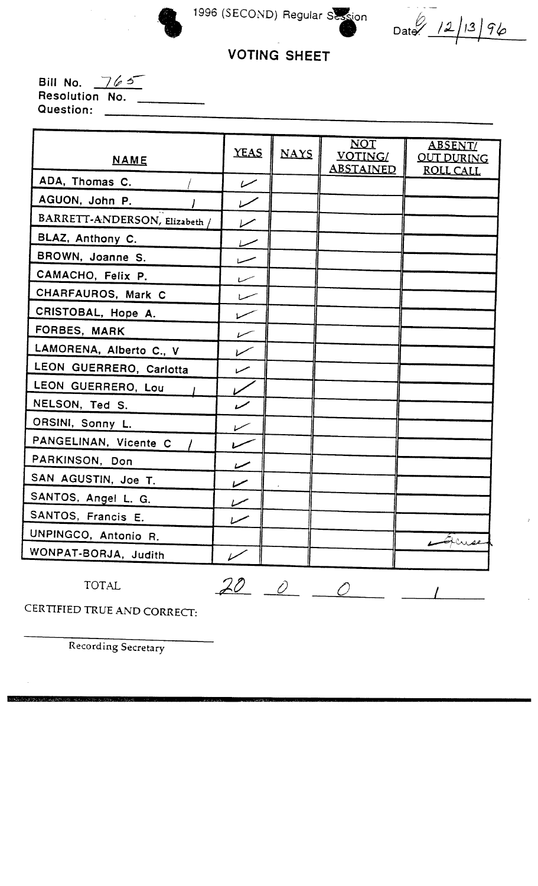1996 (SECOND) Regular Session

Date 12/13/96

## VOTING SHEET

Bill No. 765
Resolution No. ________
Question: ________

| NAME | YEAS | NAYS | NOT VOTING/ ABSTAINED | ABSENT/ OUT DURING ROLL CALL |
|---|---|---|---|---|
| ADA, Thomas C. | ✓ | | | |
| AGUON, John P. | ✓ | | | |
| BARRETT-ANDERSON, Elizabeth | ✓ | | | |
| BLAZ, Anthony C. | ✓ | | | |
| BROWN, Joanne S. | ✓ | | | |
| CAMACHO, Felix P. | ✓ | | | |
| CHARFAUROS, Mark C | ✓ | | | |
| CRISTOBAL, Hope A. | ✓ | | | |
| FORBES, MARK | ✓ | | | |
| LAMORENA, Alberto C., V | ✓ | | | |
| LEON GUERRERO, Carlotta | ✓ | | | |
| LEON GUERRERO, Lou | ✓ | | | |
| NELSON, Ted S. | ✓ | | | |
| ORSINI, Sonny L. | ✓ | | | |
| PANGELINAN, Vicente C | ✓ | | | |
| PARKINSON, Don | ✓ | | | |
| SAN AGUSTIN, Joe T. | ✓ | | | |
| SANTOS, Angel L. G. | ✓ | | | |
| SANTOS, Francis E. | ✓ | | | |
| UNPINGCO, Antonio R. | | | | Excused |
| WONPAT-BORJA, Judith | ✓ | | | |
| TOTAL | 20 | 0 | 0 | 1 |

CERTIFIED TRUE AND CORRECT:

Recording Secretary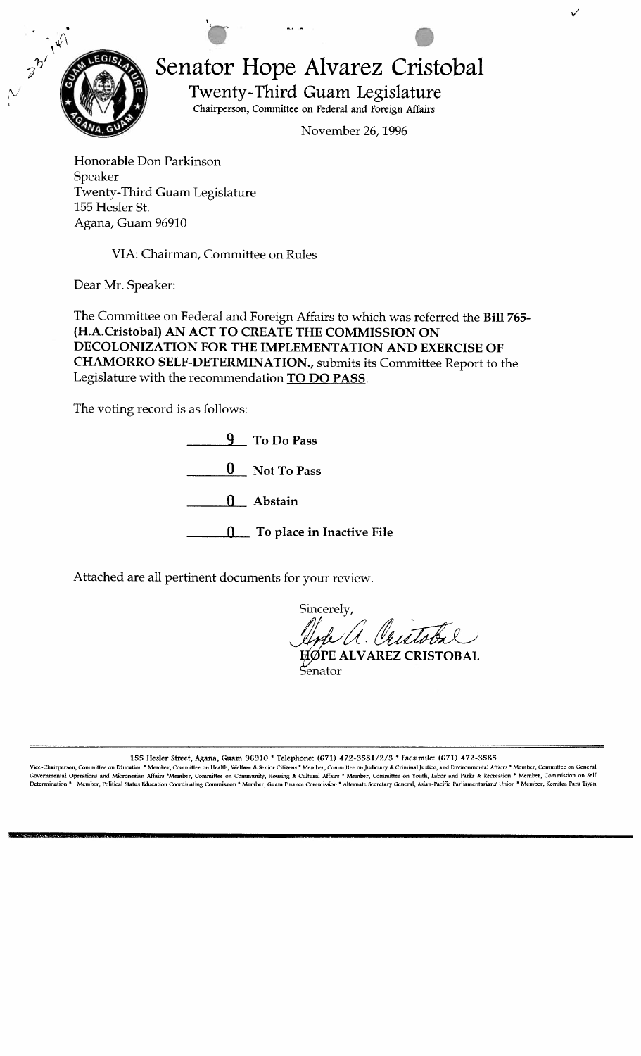# Senator Hope Alvarez Cristobal

## Twenty-Third Guam Legislature

Chairperson, Committee on Federal and Foreign Affairs

November 26, 1996

Honorable Don Parkinson
Speaker
Twenty-Third Guam Legislature
155 Hesler St.
Agana, Guam 96910

VIA: Chairman, Committee on Rules

Dear Mr. Speaker:

The Committee on Federal and Foreign Affairs to which was referred the **Bill 765-(H.A.Cristobal) AN ACT TO CREATE THE COMMISSION ON DECOLONIZATION FOR THE IMPLEMENTATION AND EXERCISE OF CHAMORRO SELF-DETERMINATION.**, submits its Committee Report to the Legislature with the recommendation **TO DO PASS**.

The voting record is as follows:

| | |
|---|---|
| 9 | **To Do Pass** |
| 0 | **Not To Pass** |
| 0 | **Abstain** |
| 0 | **To place in Inactive File** |

Attached are all pertinent documents for your review.

Sincerely,

**HOPE ALVAREZ CRISTOBAL**
Senator

155 Hesler Street, Agana, Guam 96910 * Telephone: (671) 472-3581/2/3 * Facsimile: (671) 472-3585

Vice-Chairperson, Committee on Education * Member, Committee on Health, Welfare & Senior Citizens * Member, Committee on Judiciary & Criminal Justice, and Environmental Affairs * Member, Committee on General Governmental Operations and Micronesian Affairs * Member, Committee on Community, Housing & Cultural Affairs * Member, Committee on Youth, Labor and Parks & Recreation * Member, Commission on Self Determination * Member, Political Status Education Coordinating Commission * Member, Guam Finance Commission * Alternate Secretary General, Asian-Pacific Parliamentarians' Union * Member, Komitea Para Tiyan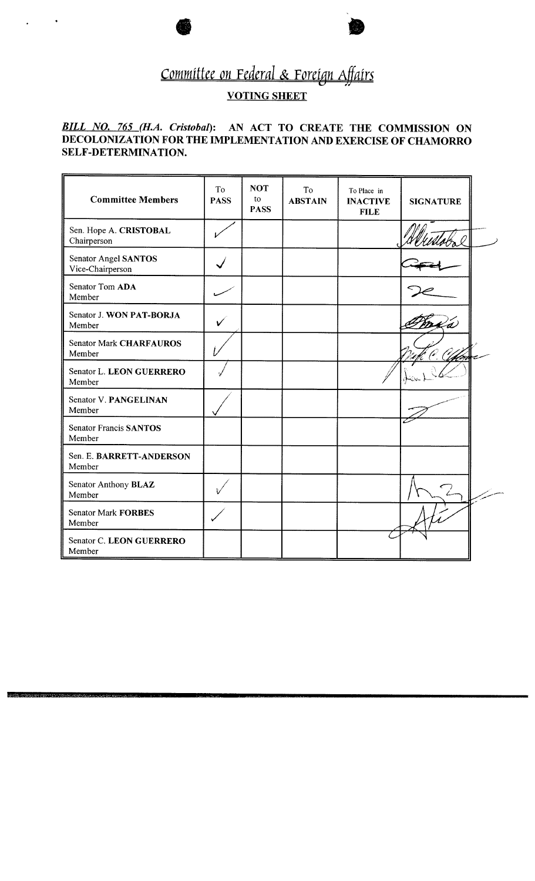# Committee on Federal & Foreign Affairs

## VOTING SHEET

***BILL NO. 765 (H.A. Cristobal)*:** **AN ACT TO CREATE THE COMMISSION ON DECOLONIZATION FOR THE IMPLEMENTATION AND EXERCISE OF CHAMORRO SELF-DETERMINATION.**

| Committee Members | To PASS | NOT to PASS | To ABSTAIN | To Place in INACTIVE FILE | SIGNATURE |
|---|---|---|---|---|---|
| Sen. Hope A. **CRISTOBAL** Chairperson | ✓ | | | | [signature] |
| Senator Angel **SANTOS** Vice-Chairperson | ✓ | | | | [signature] |
| Senator Tom **ADA** Member | ✓ | | | | [signature] |
| Senator J. **WON PAT-BORJA** Member | ✓ | | | | [signature] |
| Senator Mark **CHARFAUROS** Member | ✓ | | | | [signature] |
| Senator L. **LEON GUERRERO** Member | ✓ | | | | [signature] |
| Senator V. **PANGELINAN** Member | ✓ | | | | [signature] |
| Senator Francis **SANTOS** Member | | | | | |
| Sen. E. **BARRETT-ANDERSON** Member | | | | | |
| Senator Anthony **BLAZ** Member | ✓ | | | | [signature] |
| Senator Mark **FORBES** Member | ✓ | | | | [signature] |
| Senator C. **LEON GUERRERO** Member | | | | | |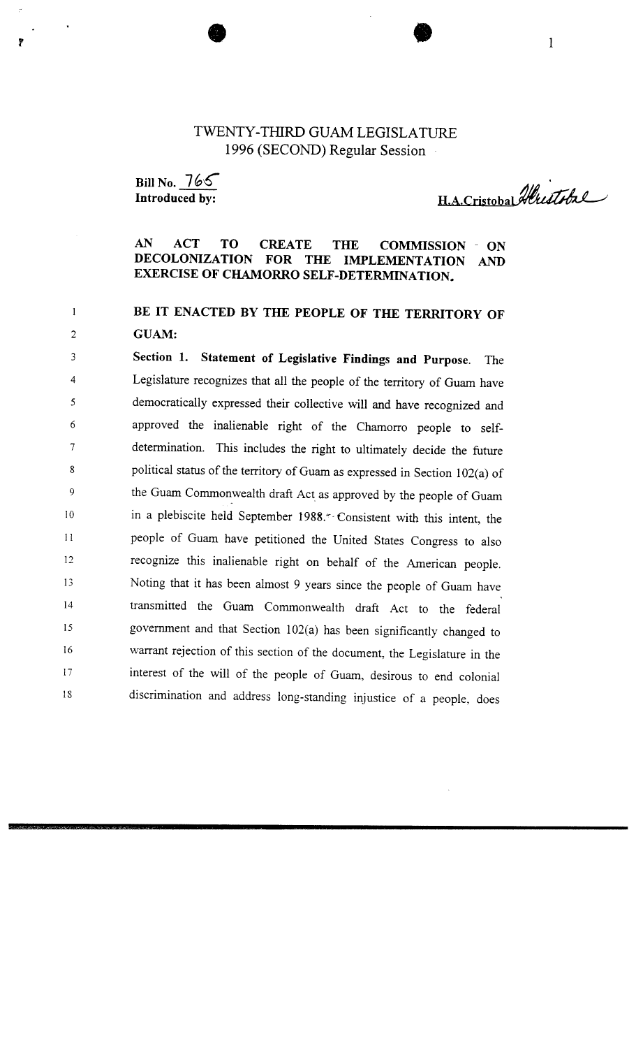TWENTY-THIRD GUAM LEGISLATURE
1996 (SECOND) Regular Session

**Bill No.** 765
**Introduced by:**

H.A.Cristobal

**AN ACT TO CREATE THE COMMISSION ON DECOLONIZATION FOR THE IMPLEMENTATION AND EXERCISE OF CHAMORRO SELF-DETERMINATION.**

**BE IT ENACTED BY THE PEOPLE OF THE TERRITORY OF GUAM:**

**Section 1. Statement of Legislative Findings and Purpose.** The Legislature recognizes that all the people of the territory of Guam have democratically expressed their collective will and have recognized and approved the inalienable right of the Chamorro people to self-determination. This includes the right to ultimately decide the future political status of the territory of Guam as expressed in Section 102(a) of the Guam Commonwealth draft Act as approved by the people of Guam in a plebiscite held September 1988. Consistent with this intent, the people of Guam have petitioned the United States Congress to also recognize this inalienable right on behalf of the American people. Noting that it has been almost 9 years since the people of Guam have transmitted the Guam Commonwealth draft Act to the federal government and that Section 102(a) has been significantly changed to warrant rejection of this section of the document, the Legislature in the interest of the will of the people of Guam, desirous to end colonial discrimination and address long-standing injustice of a people, does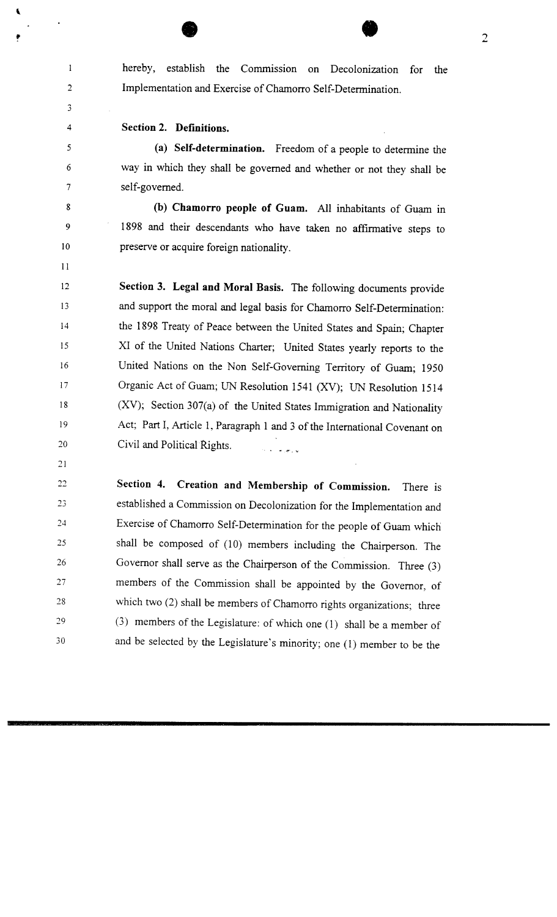hereby, establish the Commission on Decolonization for the Implementation and Exercise of Chamorro Self-Determination.

**Section 2. Definitions.**

**(a) Self-determination.** Freedom of a people to determine the way in which they shall be governed and whether or not they shall be self-governed.

**(b) Chamorro people of Guam.** All inhabitants of Guam in 1898 and their descendants who have taken no affirmative steps to preserve or acquire foreign nationality.

**Section 3. Legal and Moral Basis.** The following documents provide and support the moral and legal basis for Chamorro Self-Determination: the 1898 Treaty of Peace between the United States and Spain; Chapter XI of the United Nations Charter; United States yearly reports to the United Nations on the Non Self-Governing Territory of Guam; 1950 Organic Act of Guam; UN Resolution 1541 (XV); UN Resolution 1514 (XV); Section 307(a) of the United States Immigration and Nationality Act; Part I, Article 1, Paragraph 1 and 3 of the International Covenant on Civil and Political Rights.

**Section 4. Creation and Membership of Commission.** There is established a Commission on Decolonization for the Implementation and Exercise of Chamorro Self-Determination for the people of Guam which shall be composed of (10) members including the Chairperson. The Governor shall serve as the Chairperson of the Commission. Three (3) members of the Commission shall be appointed by the Governor, of which two (2) shall be members of Chamorro rights organizations; three (3) members of the Legislature: of which one (1) shall be a member of and be selected by the Legislature's minority; one (1) member to be the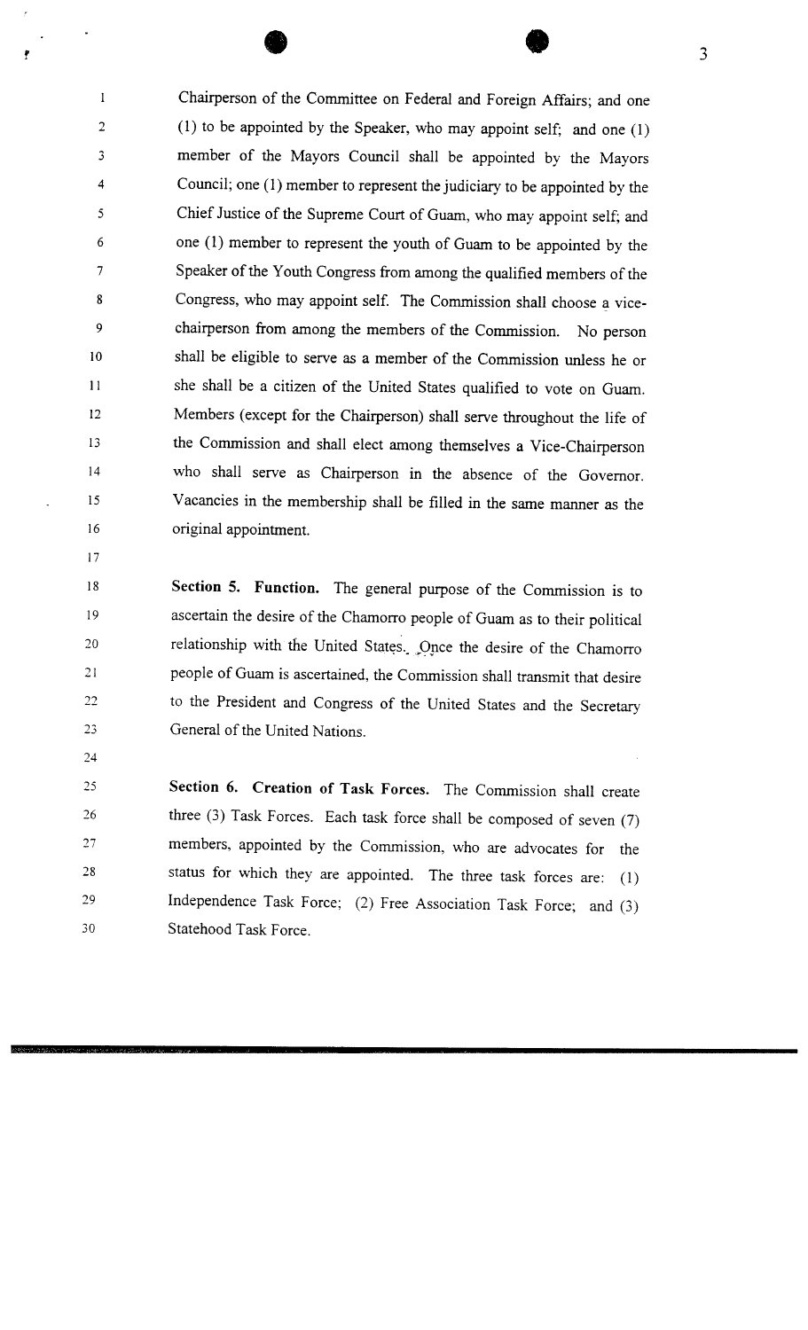Chairperson of the Committee on Federal and Foreign Affairs; and one (1) to be appointed by the Speaker, who may appoint self; and one (1) member of the Mayors Council shall be appointed by the Mayors Council; one (1) member to represent the judiciary to be appointed by the Chief Justice of the Supreme Court of Guam, who may appoint self; and one (1) member to represent the youth of Guam to be appointed by the Speaker of the Youth Congress from among the qualified members of the Congress, who may appoint self. The Commission shall choose a vice-chairperson from among the members of the Commission. No person shall be eligible to serve as a member of the Commission unless he or she shall be a citizen of the United States qualified to vote on Guam. Members (except for the Chairperson) shall serve throughout the life of the Commission and shall elect among themselves a Vice-Chairperson who shall serve as Chairperson in the absence of the Governor. Vacancies in the membership shall be filled in the same manner as the original appointment.

**Section 5. Function.** The general purpose of the Commission is to ascertain the desire of the Chamorro people of Guam as to their political relationship with the United States. Once the desire of the Chamorro people of Guam is ascertained, the Commission shall transmit that desire to the President and Congress of the United States and the Secretary General of the United Nations.

**Section 6. Creation of Task Forces.** The Commission shall create three (3) Task Forces. Each task force shall be composed of seven (7) members, appointed by the Commission, who are advocates for the status for which they are appointed. The three task forces are: (1) Independence Task Force; (2) Free Association Task Force; and (3) Statehood Task Force.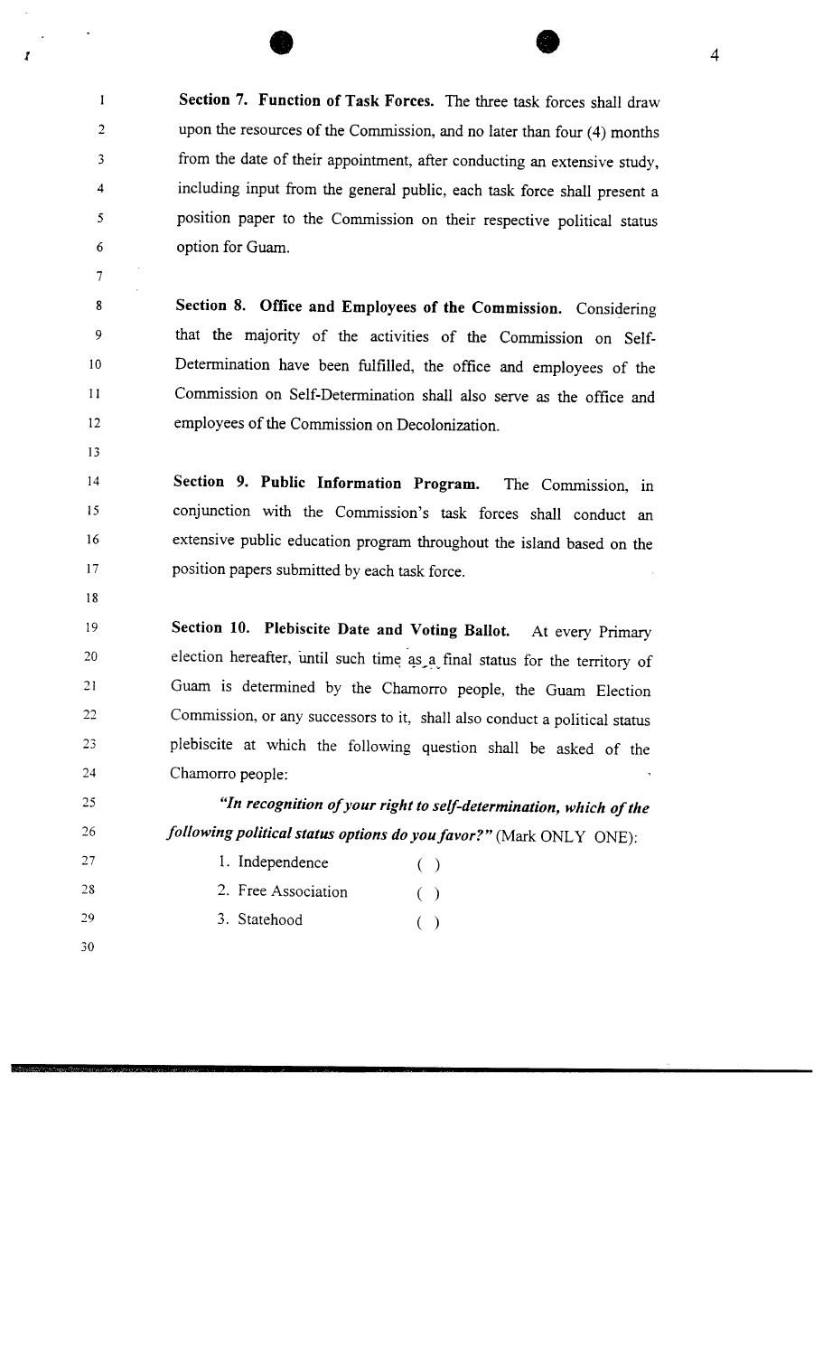**Section 7. Function of Task Forces.** The three task forces shall draw upon the resources of the Commission, and no later than four (4) months from the date of their appointment, after conducting an extensive study, including input from the general public, each task force shall present a position paper to the Commission on their respective political status option for Guam.

**Section 8. Office and Employees of the Commission.** Considering that the majority of the activities of the Commission on Self-Determination have been fulfilled, the office and employees of the Commission on Self-Determination shall also serve as the office and employees of the Commission on Decolonization.

**Section 9. Public Information Program.** The Commission, in conjunction with the Commission's task forces shall conduct an extensive public education program throughout the island based on the position papers submitted by each task force.

**Section 10. Plebiscite Date and Voting Ballot.** At every Primary election hereafter, until such time as a final status for the territory of Guam is determined by the Chamorro people, the Guam Election Commission, or any successors to it, shall also conduct a political status plebiscite at which the following question shall be asked of the Chamorro people:

***"In recognition of your right to self-determination, which of the following political status options do you favor?"*** (Mark ONLY ONE):

1. Independence ( )
2. Free Association ( )
3. Statehood ( )